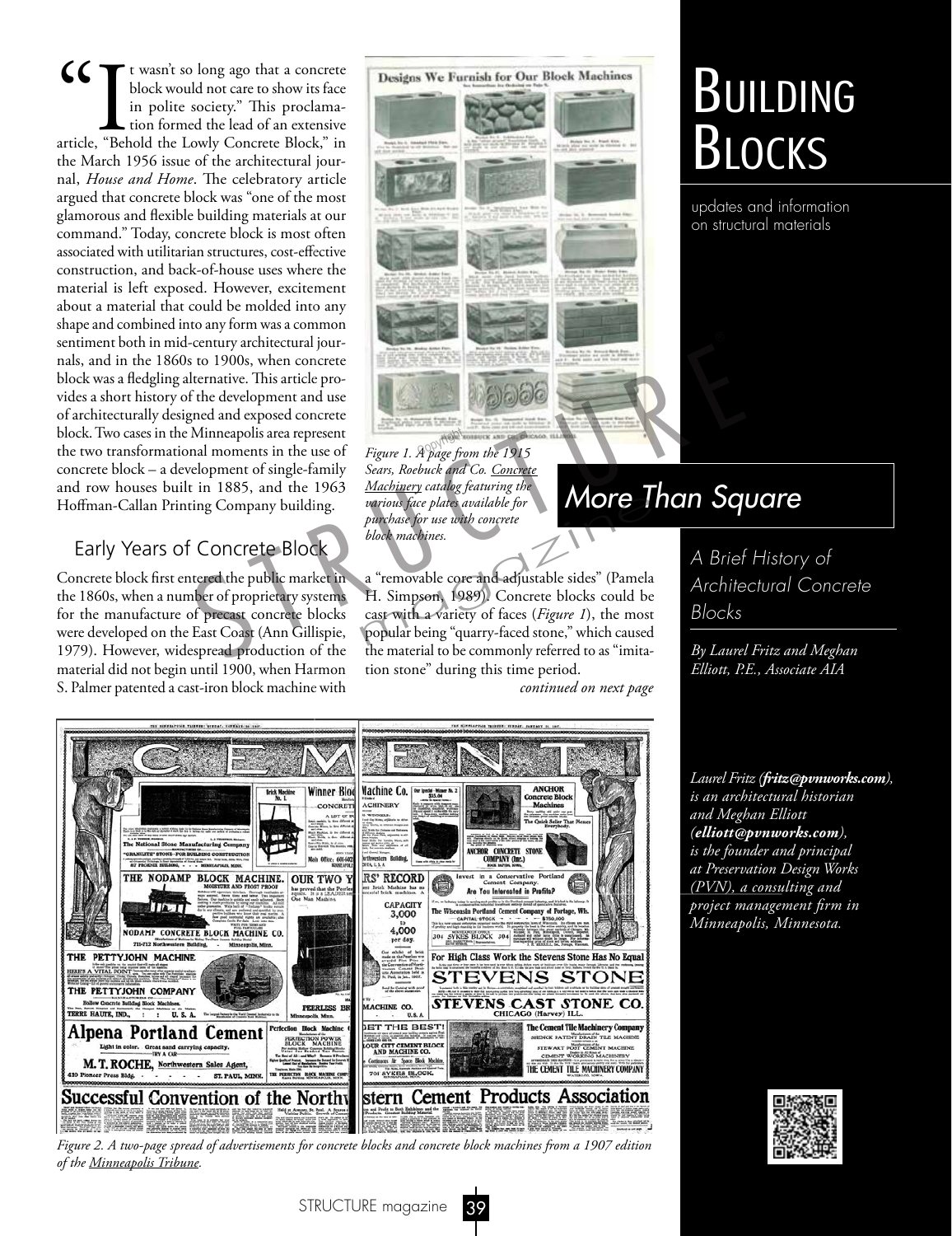# Building Blocks

updates and information on structural materials

## More Than Square

*A Brief History of Architectural Concrete Blocks*

*By Laurel Fritz and Meghan Elliott, P.E., Associate AIA*

"It wasn't so long ago that a concrete block would not care to show its face in polite society." This proclamation formed the lead of an extensive article, "Behold the Lowly Concrete Block," in the March 1956 issue of the architectural journal, *House and Home*. The celebratory article argued that concrete block was "one of the most glamorous and flexible building materials at our command." Today, concrete block is most often associated with utilitarian structures, cost-effective construction, and back-of-house uses where the material is left exposed. However, excitement about a material that could be molded into any shape and combined into any form was a common sentiment both in mid-century architectural journals, and in the 1860s to 1900s, when concrete block was a fledgling alternative. This article provides a short history of the development and use of architecturally designed and exposed concrete block. Two cases in the Minneapolis area represent the two transformational moments in the use of concrete block – a development of single-family and row houses built in 1885, and the 1963 Hoffman-Callan Printing Company building.

*Figure 1. A page from the 1915 Sears, Roebuck and Co. Concrete Machinery catalog featuring the various face plates available for purchase for use with concrete block machines.*

### Early Years of Concrete Block

Concrete block first entered the public market in the 1860s, when a number of proprietary systems for the manufacture of precast concrete blocks were developed on the East Coast (Ann Gillispie, 1979). However, widespread production of the material did not begin until 1900, when Harmon S. Palmer patented a cast-iron block machine with a "removable core and adjustable sides" (Pamela H. Simpson, 1989). Concrete blocks could be cast with a variety of faces (*Figure 1*), the most popular being "quarry-faced stone," which caused the material to be commonly referred to as "imitation stone" during this time period.

*continued on next page*

*Figure 2. A two-page spread of advertisements for concrete blocks and concrete block machines from a 1907 edition of the Minneapolis Tribune.*

*Laurel Fritz (**fritz@pvnworks.com**), is an architectural historian and Meghan Elliott (**elliott@pvnworks.com**), is the founder and principal at Preservation Design Works (PVN), a consulting and project management firm in Minneapolis, Minnesota.*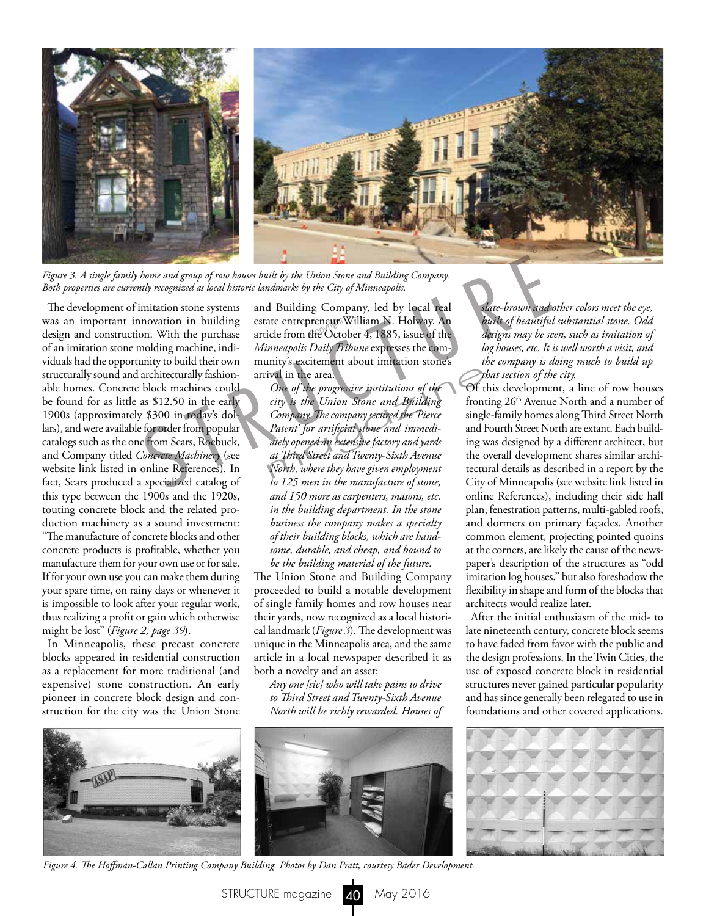*Figure 3. A single family home and group of row houses built by the Union Stone and Building Company. Both properties are currently recognized as local historic landmarks by the City of Minneapolis.*

The development of imitation stone systems was an important innovation in building design and construction. With the purchase of an imitation stone molding machine, individuals had the opportunity to build their own structurally sound and architecturally fashionable homes. Concrete block machines could be found for as little as $12.50 in the early 1900s (approximately $300 in today's dollars), and were available for order from popular catalogs such as the one from Sears, Roebuck, and Company titled *Concrete Machinery* (see website link listed in online References). In fact, Sears produced a specialized catalog of this type between the 1900s and the 1920s, touting concrete block and the related production machinery as a sound investment: "The manufacture of concrete blocks and other concrete products is profitable, whether you manufacture them for your own use or for sale. If for your own use you can make them during your spare time, on rainy days or whenever it is impossible to look after your regular work, thus realizing a profit or gain which otherwise might be lost" (*Figure 2, page 39*).

In Minneapolis, these precast concrete blocks appeared in residential construction as a replacement for more traditional (and expensive) stone construction. An early pioneer in concrete block design and construction for the city was the Union Stone and Building Company, led by local real estate entrepreneur William N. Holway. An article from the October 4, 1885, issue of the *Minneapolis Daily Tribune* expresses the community's excitement about imitation stone's arrival in the area.

> *One of the progressive institutions of the city is the Union Stone and Building Company. The company secured the 'Pierce Patent' for artificial stone and immediately opened an extensive factory and yards at Third Street and Twenty-Sixth Avenue North, where they have given employment to 125 men in the manufacture of stone, and 150 more as carpenters, masons, etc. in the building department. In the stone business the company makes a specialty of their building blocks, which are handsome, durable, and cheap, and bound to be the building material of the future.*

The Union Stone and Building Company proceeded to build a notable development of single family homes and row houses near their yards, now recognized as a local historical landmark (*Figure 3*). The development was unique in the Minneapolis area, and the same article in a local newspaper described it as both a novelty and an asset:

> *Any one [sic] who will take pains to drive to Third Street and Twenty-Sixth Avenue North will be richly rewarded. Houses of slate-brown and other colors meet the eye, built of beautiful substantial stone. Odd designs may be seen, such as imitation of log houses, etc. It is well worth a visit, and the company is doing much to build up that section of the city.*

Of this development, a line of row houses fronting 26th Avenue North and a number of single-family homes along Third Street North and Fourth Street North are extant. Each building was designed by a different architect, but the overall development shares similar architectural details as described in a report by the City of Minneapolis (see website link listed in online References), including their side hall plan, fenestration patterns, multi-gabled roofs, and dormers on primary façades. Another common element, projecting pointed quoins at the corners, are likely the cause of the newspaper's description of the structures as "odd imitation log houses," but also foreshadow the flexibility in shape and form of the blocks that architects would realize later.

After the initial enthusiasm of the mid- to late nineteenth century, concrete block seems to have faded from favor with the public and the design professions. In the Twin Cities, the use of exposed concrete block in residential structures never gained particular popularity and has since generally been relegated to use in foundations and other covered applications.

*Figure 4. The Hoffman-Callan Printing Company Building. Photos by Dan Pratt, courtesy Bader Development.*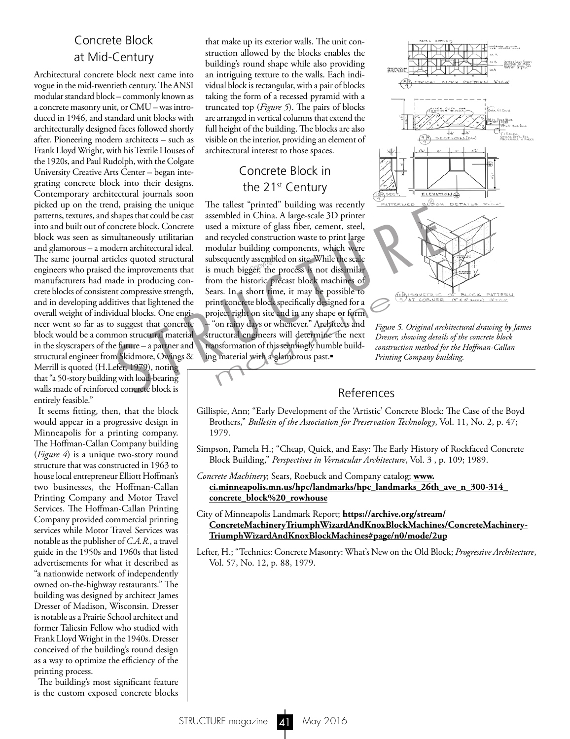## Concrete Block at Mid-Century

Architectural concrete block next came into vogue in the mid-twentieth century. The ANSI modular standard block – commonly known as a concrete masonry unit, or CMU – was introduced in 1946, and standard unit blocks with architecturally designed faces followed shortly after. Pioneering modern architects – such as Frank Lloyd Wright, with his Textile Houses of the 1920s, and Paul Rudolph, with the Colgate University Creative Arts Center – began integrating concrete block into their designs. Contemporary architectural journals soon picked up on the trend, praising the unique patterns, textures, and shapes that could be cast into and built out of concrete block. Concrete block was seen as simultaneously utilitarian and glamorous – a modern architectural ideal. The same journal articles quoted structural engineers who praised the improvements that manufacturers had made in producing concrete blocks of consistent compressive strength, and in developing additives that lightened the overall weight of individual blocks. One engineer went so far as to suggest that concrete block would be a common structural material in the skyscrapers of the future – a partner and structural engineer from Skidmore, Owings & Merrill is quoted (H.Lefer, 1979), noting that "a 50-story building with load-bearing walls made of reinforced concrete block is entirely feasible."

It seems fitting, then, that the block would appear in a progressive design in Minneapolis for a printing company. The Hoffman-Callan Company building (*Figure 4*) is a unique two-story round structure that was constructed in 1963 to house local entrepreneur Elliott Hoffman's two businesses, the Hoffman-Callan Printing Company and Motor Travel Services. The Hoffman-Callan Printing Company provided commercial printing services while Motor Travel Services was notable as the publisher of *C.A.R.*, a travel guide in the 1950s and 1960s that listed advertisements for what it described as "a nationwide network of independently owned on-the-highway restaurants." The building was designed by architect James Dresser of Madison, Wisconsin. Dresser is notable as a Prairie School architect and former Taliesin Fellow who studied with Frank Lloyd Wright in the 1940s. Dresser conceived of the building's round design as a way to optimize the efficiency of the printing process.

The building's most significant feature is the custom exposed concrete blocks that make up its exterior walls. The unit construction allowed by the blocks enables the building's round shape while also providing an intriguing texture to the walls. Each individual block is rectangular, with a pair of blocks taking the form of a recessed pyramid with a truncated top (*Figure 5*). The pairs of blocks are arranged in vertical columns that extend the full height of the building. The blocks are also visible on the interior, providing an element of architectural interest to those spaces.

## Concrete Block in the 21st Century

The tallest "printed" building was recently assembled in China. A large-scale 3D printer used a mixture of glass fiber, cement, steel, and recycled construction waste to print large modular building components, which were subsequently assembled on site. While the scale is much bigger, the process is not dissimilar from the historic precast block machines of Sears. In a short time, it may be possible to print concrete block specifically designed for a project right on site and in any shape or form – "on rainy days or whenever." Architects and structural engineers will determine the next transformation of this seemingly humble building material with a glamorous past.▪

*Figure 5. Original architectural drawing by James Dresser, showing details of the concrete block construction method for the Hoffman-Callan Printing Company building.*

## References

Gillispie, Ann; "Early Development of the 'Artistic' Concrete Block: The Case of the Boyd Brothers," *Bulletin of the Association for Preservation Technology*, Vol. 11, No. 2, p. 47; 1979.

Simpson, Pamela H.; "Cheap, Quick, and Easy: The Early History of Rockfaced Concrete Block Building," *Perspectives in Vernacular Architecture*, Vol. 3 , p. 109; 1989.

*Concrete Machinery*; Sears, Roebuck and Company catalog; **www.ci.minneapolis.mn.us/hpc/landmarks/hpc_landmarks_26th_ave_n_300-314_concrete_block%20_rowhouse**

City of Minneapolis Landmark Report; **https://archive.org/stream/ConcreteMachineryTriumphWizardAndKnoxBlockMachines/ConcreteMachinery-TriumphWizardAndKnoxBlockMachines#page/n0/mode/2up**

Lefter, H.; "Technics: Concrete Masonry: What's New on the Old Block; *Progressive Architecture*, Vol. 57, No. 12, p. 88, 1979.